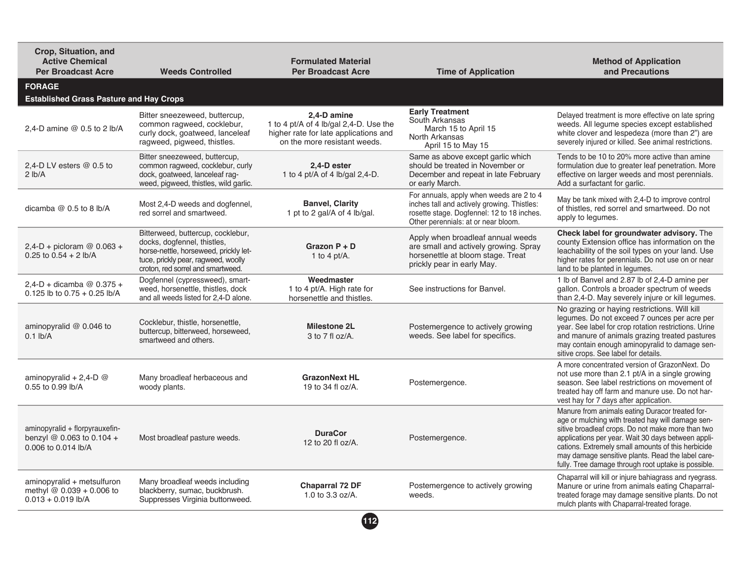| Crop, Situation, and Active Chemical Per Broadcast Acre | Weeds Controlled | Formulated Material Per Broadcast Acre | Time of Application | Method of Application and Precautions |
|---|---|---|---|---|
| **FORAGE** | | | | |
| **Established Grass Pasture and Hay Crops** | | | | |
| 2,4-D amine @ 0.5 to 2 lb/A | Bitter sneezeweed, buttercup, common ragweed, cocklebur, curly dock, goatweed, lanceleaf ragweed, pigweed, thistles. | **2,4-D amine** 1 to 4 pt/A of 4 lb/gal 2,4-D. Use the higher rate for late applications and on the more resistant weeds. | **Early Treatment** South Arkansas March 15 to April 15 North Arkansas April 15 to May 15 | Delayed treatment is more effective on late spring weeds. All legume species except established white clover and lespedeza (more than 2") are severely injured or killed. See animal restrictions. |
| 2,4-D LV esters @ 0.5 to 2 lb/A | Bitter sneezeweed, buttercup, common ragweed, cocklebur, curly dock, goatweed, lanceleaf ragweed, pigweed, thistles, wild garlic. | **2,4-D ester** 1 to 4 pt/A of 4 lb/gal 2,4-D. | Same as above except garlic which should be treated in November or December and repeat in late February or early March. | Tends to be 10 to 20% more active than amine formulation due to greater leaf penetration. More effective on larger weeds and most perennials. Add a surfactant for garlic. |
| dicamba @ 0.5 to 8 lb/A | Most 2,4-D weeds and dogfennel, red sorrel and smartweed. | **Banvel, Clarity** 1 pt to 2 gal/A of 4 lb/gal. | For annuals, apply when weeds are 2 to 4 inches tall and actively growing. Thistles: rosette stage. Dogfennel: 12 to 18 inches. Other perennials: at or near bloom. | May be tank mixed with 2,4-D to improve control of thistles, red sorrel and smartweed. Do not apply to legumes. |
| 2,4-D + picloram @ 0.063 + 0.25 to 0.54 + 2 lb/A | Bitterweed, buttercup, cocklebur, docks, dogfennel, thistles, horse-nettle, horseweed, prickly lettuce, prickly pear, ragweed, woolly croton, red sorrel and smartweed. | **Grazon P + D** 1 to 4 pt/A. | Apply when broadleaf annual weeds are small and actively growing. Spray horsenettle at bloom stage. Treat prickly pear in early May. | **Check label for groundwater advisory.** The county Extension office has information on the leachability of the soil types on your land. Use higher rates for perennials. Do not use on or near land to be planted in legumes. |
| 2,4-D + dicamba @ 0.375 + 0.125 lb to 0.75 + 0.25 lb/A | Dogfennel (cypressweed), smartweed, horsenettle, thistles, dock and all weeds listed for 2,4-D alone. | **Weedmaster** 1 to 4 pt/A. High rate for horsenettle and thistles. | See instructions for Banvel. | 1 lb of Banvel and 2.87 lb of 2,4-D amine per gallon. Controls a broader spectrum of weeds than 2,4-D. May severely injure or kill legumes. |
| aminopyralid @ 0.046 to 0.1 lb/A | Cocklebur, thistle, horsenettle, buttercup, bitterweed, horseweed, smartweed and others. | **Milestone 2L** 3 to 7 fl oz/A. | Postemergence to actively growing weeds. See label for specifics. | No grazing or haying restrictions. Will kill legumes. Do not exceed 7 ounces per acre per year. See label for crop rotation restrictions. Urine and manure of animals grazing treated pastures may contain enough aminopyralid to damage sensitive crops. See label for details. |
| aminopyralid + 2,4-D @ 0.55 to 0.99 lb/A | Many broadleaf herbaceous and woody plants. | **GrazonNext HL** 19 to 34 fl oz/A. | Postemergence. | A more concentrated version of GrazonNext. Do not use more than 2.1 pt/A in a single growing season. See label restrictions on movement of treated hay off farm and manure use. Do not harvest hay for 7 days after application. |
| aminopyralid + florpyrauxifen-benzyl @ 0.063 to 0.104 + 0.006 to 0.014 lb/A | Most broadleaf pasture weeds. | **DuraCor** 12 to 20 fl oz/A. | Postemergence. | Manure from animals eating Duracor treated forage or mulching with treated hay will damage sensitive broadleaf crops. Do not make more than two applications per year. Wait 30 days between applications. Extremely small amounts of this herbicide may damage sensitive plants. Read the label carefully. Tree damage through root uptake is possible. |
| aminopyralid + metsulfuron methyl @ 0.039 + 0.006 to 0.013 + 0.019 lb/A | Many broadleaf weeds including blackberry, sumac, buckbrush. Suppresses Virginia buttonweed. | **Chaparral 72 DF** 1.0 to 3.3 oz/A. | Postemergence to actively growing weeds. | Chaparral will kill or injure bahiagrass and ryegrass. Manure or urine from animals eating Chaparral-treated forage may damage sensitive plants. Do not mulch plants with Chaparral-treated forage. |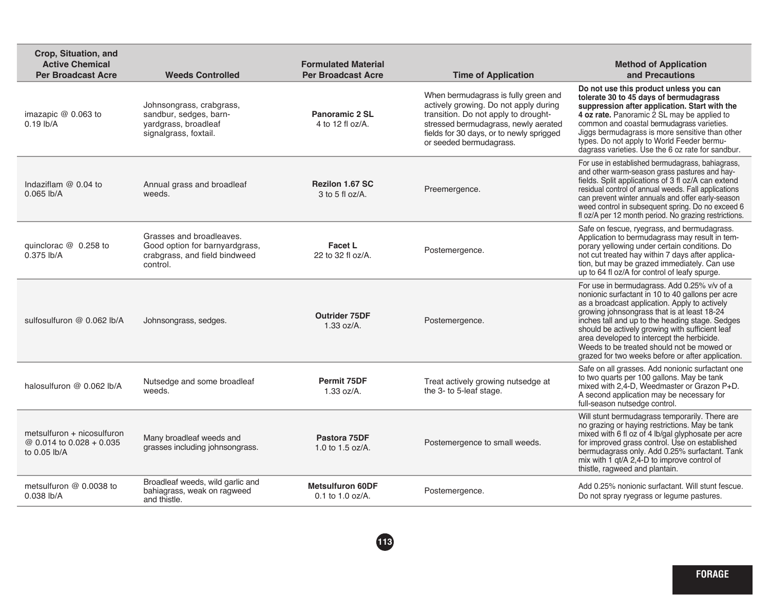| Crop, Situation, and Active Chemical Per Broadcast Acre | Weeds Controlled | Formulated Material Per Broadcast Acre | Time of Application | Method of Application and Precautions |
|---|---|---|---|---|
| imazapic @ 0.063 to 0.19 lb/A | Johnsongrass, crabgrass, sandbur, sedges, barnyardgrass, broadleaf signalgrass, foxtail. | **Panoramic 2 SL** 4 to 12 fl oz/A. | When bermudagrass is fully green and actively growing. Do not apply during transition. Do not apply to drought-stressed bermudagrass, newly aerated fields for 30 days, or to newly sprigged or seeded bermudagrass. | **Do not use this product unless you can tolerate 30 to 45 days of bermudagrass suppression after application. Start with the 4 oz rate.** Panoramic 2 SL may be applied to common and coastal bermudagrass varieties. Jiggs bermudagrass is more sensitive than other types. Do not apply to World Feeder bermudagrass varieties. Use the 6 oz rate for sandbur. |
| Indaziflam @ 0.04 to 0.065 lb/A | Annual grass and broadleaf weeds. | **Rezilon 1.67 SC** 3 to 5 fl oz/A. | Preemergence. | For use in established bermudagrass, bahiagrass, and other warm-season grass pastures and hayfields. Split applications of 3 fl oz/A can extend residual control of annual weeds. Fall applications can prevent winter annuals and offer early-season weed control in subsequent spring. Do no exceed 6 fl oz/A per 12 month period. No grazing restrictions. |
| quinclorac @ 0.258 to 0.375 lb/A | Grasses and broadleaves. Good option for barnyardgrass, crabgrass, and field bindweed control. | **Facet L** 22 to 32 fl oz/A. | Postemergence. | Safe on fescue, ryegrass, and bermudagrass. Application to bermudagrass may result in temporary yellowing under certain conditions. Do not cut treated hay within 7 days after application, but may be grazed immediately. Can use up to 64 fl oz/A for control of leafy spurge. |
| sulfosulfuron @ 0.062 lb/A | Johnsongrass, sedges. | **Outrider 75DF** 1.33 oz/A. | Postemergence. | For use in bermudagrass. Add 0.25% v/v of a nonionic surfactant in 10 to 40 gallons per acre as a broadcast application. Apply to actively growing johnsongrass that is at least 18-24 inches tall and up to the heading stage. Sedges should be actively growing with sufficient leaf area developed to intercept the herbicide. Weeds to be treated should not be mowed or grazed for two weeks before or after application. |
| halosulfuron @ 0.062 lb/A | Nutsedge and some broadleaf weeds. | **Permit 75DF** 1.33 oz/A. | Treat actively growing nutsedge at the 3- to 5-leaf stage. | Safe on all grasses. Add nonionic surfactant one to two quarts per 100 gallons. May be tank mixed with 2,4-D, Weedmaster or Grazon P+D. A second application may be necessary for full-season nutsedge control. |
| metsulfuron + nicosulfuron @ 0.014 to 0.028 + 0.035 to 0.05 lb/A | Many broadleaf weeds and grasses including johnsongrass. | **Pastora 75DF** 1.0 to 1.5 oz/A. | Postemergence to small weeds. | Will stunt bermudagrass temporarily. There are no grazing or haying restrictions. May be tank mixed with 6 fl oz of 4 lb/gal glyphosate per acre for improved grass control. Use on established bermudagrass only. Add 0.25% surfactant. Tank mix with 1 qt/A 2,4-D to improve control of thistle, ragweed and plantain. |
| metsulfuron @ 0.0038 to 0.038 lb/A | Broadleaf weeds, wild garlic and bahiagrass, weak on ragweed and thistle. | **Metsulfuron 60DF** 0.1 to 1.0 oz/A. | Postemergence. | Add 0.25% nonionic surfactant. Will stunt fescue. Do not spray ryegrass or legume pastures. |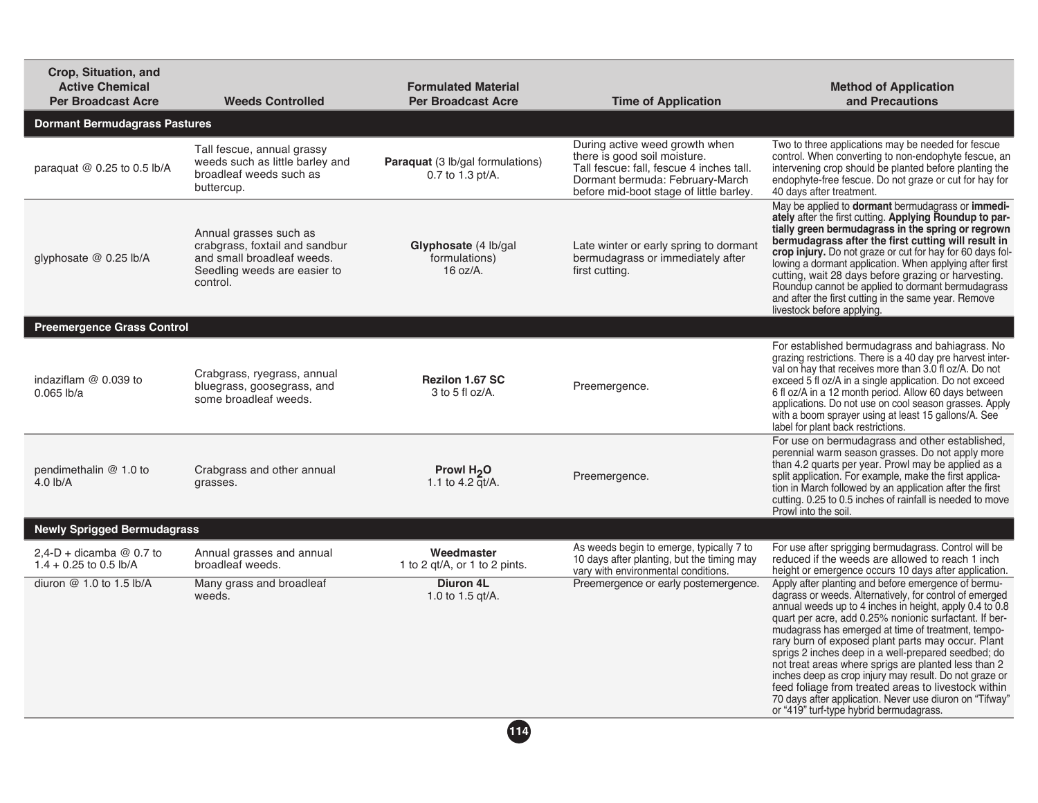| Crop, Situation, and Active Chemical Per Broadcast Acre | Weeds Controlled | Formulated Material Per Broadcast Acre | Time of Application | Method of Application and Precautions |
|---|---|---|---|---|
| **Dormant Bermudagrass Pastures** | | | | |
| paraquat @ 0.25 to 0.5 lb/A | Tall fescue, annual grassy weeds such as little barley and broadleaf weeds such as buttercup. | **Paraquat** (3 lb/gal formulations) 0.7 to 1.3 pt/A. | During active weed growth when there is good soil moisture. Tall fescue: fall, fescue 4 inches tall. Dormant bermuda: February-March before mid-boot stage of little barley. | Two to three applications may be needed for fescue control. When converting to non-endophyte fescue, an intervening crop should be planted before planting the endophyte-free fescue. Do not graze or cut for hay for 40 days after treatment. |
| glyphosate @ 0.25 lb/A | Annual grasses such as crabgrass, foxtail and sandbur and small broadleaf weeds. Seedling weeds are easier to control. | **Glyphosate** (4 lb/gal formulations) 16 oz/A. | Late winter or early spring to dormant bermudagrass or immediately after first cutting. | May be applied to **dormant** bermudagrass or **immediately** after the first cutting. **Applying Roundup to partially green bermudagrass in the spring or regrown bermudagrass after the first cutting will result in crop injury.** Do not graze or cut for hay for 60 days following a dormant application. When applying after first cutting, wait 28 days before grazing or harvesting. Roundup cannot be applied to dormant bermudagrass and after the first cutting in the same year. Remove livestock before applying. |
| **Preemergence Grass Control** | | | | |
| indaziflam @ 0.039 to 0.065 lb/a | Crabgrass, ryegrass, annual bluegrass, goosegrass, and some broadleaf weeds. | **Rezilon 1.67 SC** 3 to 5 fl oz/A. | Preemergence. | For established bermudagrass and bahiagrass. No grazing restrictions. There is a 40 day pre harvest interval on hay that receives more than 3.0 fl oz/A. Do not exceed 5 fl oz/A in a single application. Do not exceed 6 fl oz/A in a 12 month period. Allow 60 days between applications. Do not use on cool season grasses. Apply with a boom sprayer using at least 15 gallons/A. See label for plant back restrictions. |
| pendimethalin @ 1.0 to 4.0 lb/A | Crabgrass and other annual grasses. | **Prowl $H_2O$** 1.1 to 4.2 qt/A. | Preemergence. | For use on bermudagrass and other established, perennial warm season grasses. Do not apply more than 4.2 quarts per year. Prowl may be applied as a split application. For example, make the first application in March followed by an application after the first cutting. 0.25 to 0.5 inches of rainfall is needed to move Prowl into the soil. |
| **Newly Sprigged Bermudagrass** | | | | |
| 2,4-D + dicamba @ 0.7 to 1.4 + 0.25 to 0.5 lb/A | Annual grasses and annual broadleaf weeds. | **Weedmaster** 1 to 2 qt/A, or 1 to 2 pints. | As weeds begin to emerge, typically 7 to 10 days after planting, but the timing may vary with environmental conditions. | For use after sprigging bermudagrass. Control will be reduced if the weeds are allowed to reach 1 inch height or emergence occurs 10 days after application. |
| diuron @ 1.0 to 1.5 lb/A | Many grass and broadleaf weeds. | **Diuron 4L** 1.0 to 1.5 qt/A. | Preemergence or early postemergence. | Apply after planting and before emergence of bermudagrass or weeds. Alternatively, for control of emerged annual weeds up to 4 inches in height, apply 0.4 to 0.8 quart per acre, add 0.25% nonionic surfactant. If bermudagrass has emerged at time of treatment, temporary burn of exposed plant parts may occur. Plant sprigs 2 inches deep in a well-prepared seedbed; do not treat areas where sprigs are planted less than 2 inches deep as crop injury may result. Do not graze or feed foliage from treated areas to livestock within 70 days after application. Never use diuron on "Tifway" or "419" turf-type hybrid bermudagrass. |